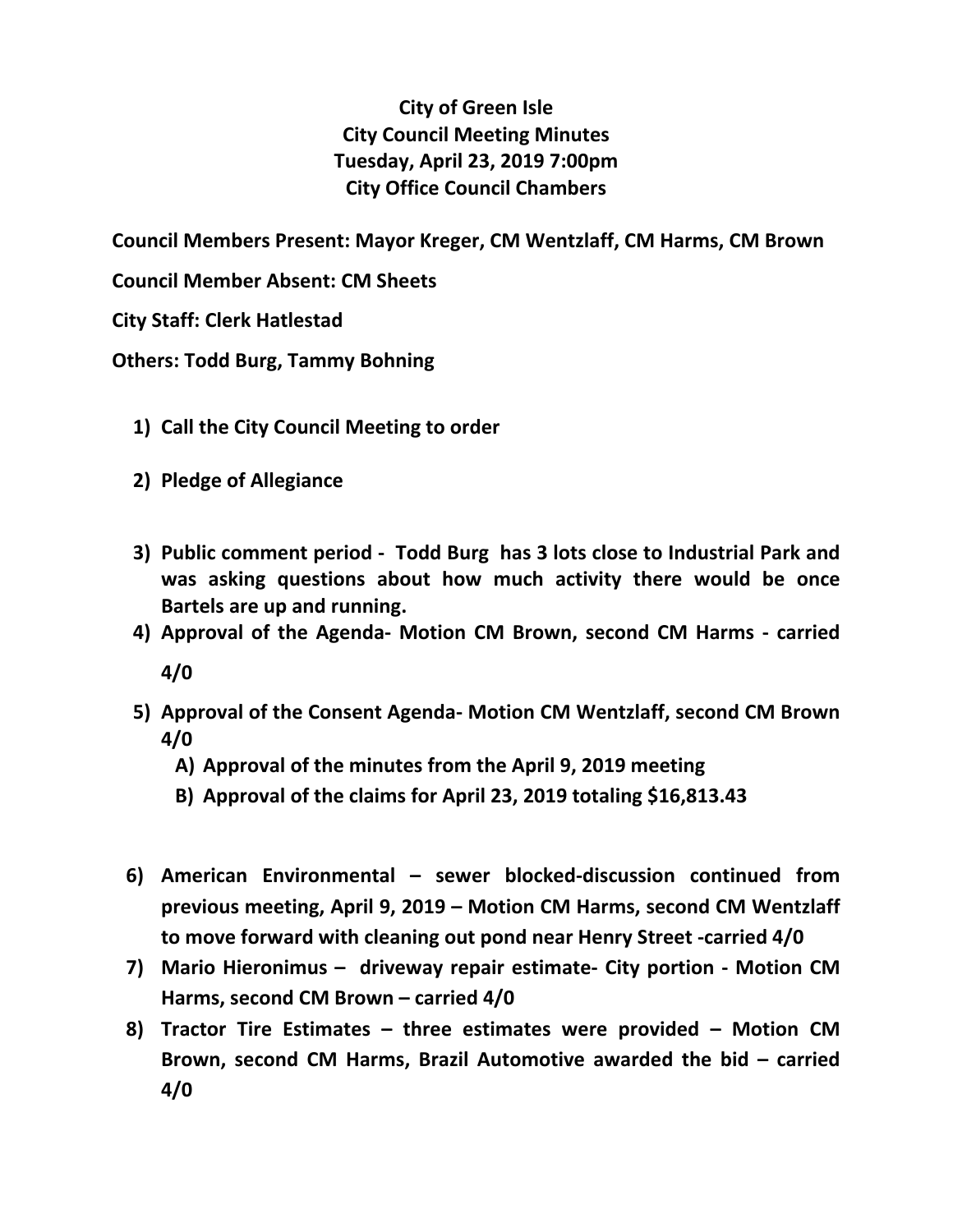# City of Green Isle
## City Council Meeting Minutes
### Tuesday, April 23, 2019 7:00pm
### City Office Council Chambers

**Council Members Present: Mayor Kreger, CM Wentzlaff, CM Harms, CM Brown**

**Council Member Absent: CM Sheets**

**City Staff: Clerk Hatlestad**

**Others: Todd Burg, Tammy Bohning**

1) **Call the City Council Meeting to order**
2) **Pledge of Allegiance**
3) **Public comment period - Todd Burg has 3 lots close to Industrial Park and was asking questions about how much activity there would be once Bartels are up and running.**
4) **Approval of the Agenda- Motion CM Brown, second CM Harms - carried 4/0**
5) **Approval of the Consent Agenda- Motion CM Wentzlaff, second CM Brown 4/0**
   A) **Approval of the minutes from the April 9, 2019 meeting**
   B) **Approval of the claims for April 23, 2019 totaling $16,813.43**
6) **American Environmental – sewer blocked-discussion continued from previous meeting, April 9, 2019 – Motion CM Harms, second CM Wentzlaff to move forward with cleaning out pond near Henry Street -carried 4/0**
7) **Mario Hieronimus – driveway repair estimate- City portion - Motion CM Harms, second CM Brown – carried 4/0**
8) **Tractor Tire Estimates – three estimates were provided – Motion CM Brown, second CM Harms, Brazil Automotive awarded the bid – carried 4/0**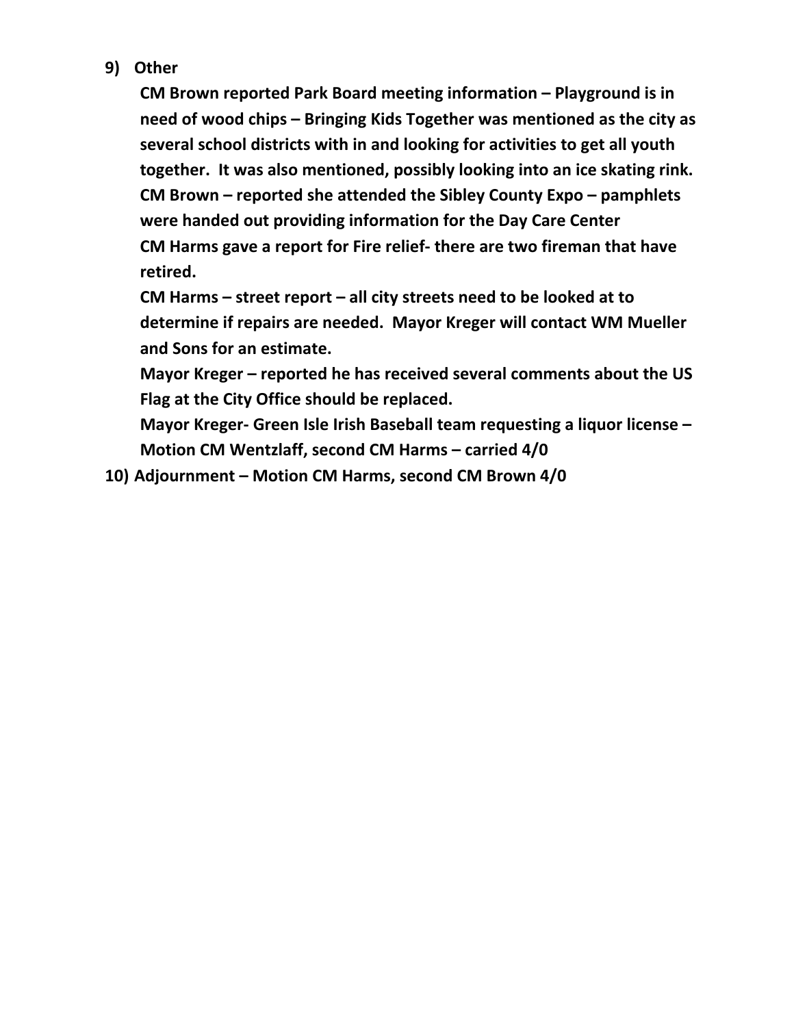**9) Other**

**CM Brown reported Park Board meeting information – Playground is in need of wood chips – Bringing Kids Together was mentioned as the city as several school districts with in and looking for activities to get all youth together. It was also mentioned, possibly looking into an ice skating rink.**

**CM Brown – reported she attended the Sibley County Expo – pamphlets were handed out providing information for the Day Care Center**

**CM Harms gave a report for Fire relief- there are two fireman that have retired.**

**CM Harms – street report – all city streets need to be looked at to determine if repairs are needed. Mayor Kreger will contact WM Mueller and Sons for an estimate.**

**Mayor Kreger – reported he has received several comments about the US Flag at the City Office should be replaced.**

**Mayor Kreger- Green Isle Irish Baseball team requesting a liquor license – Motion CM Wentzlaff, second CM Harms – carried 4/0**

**10) Adjournment – Motion CM Harms, second CM Brown 4/0**